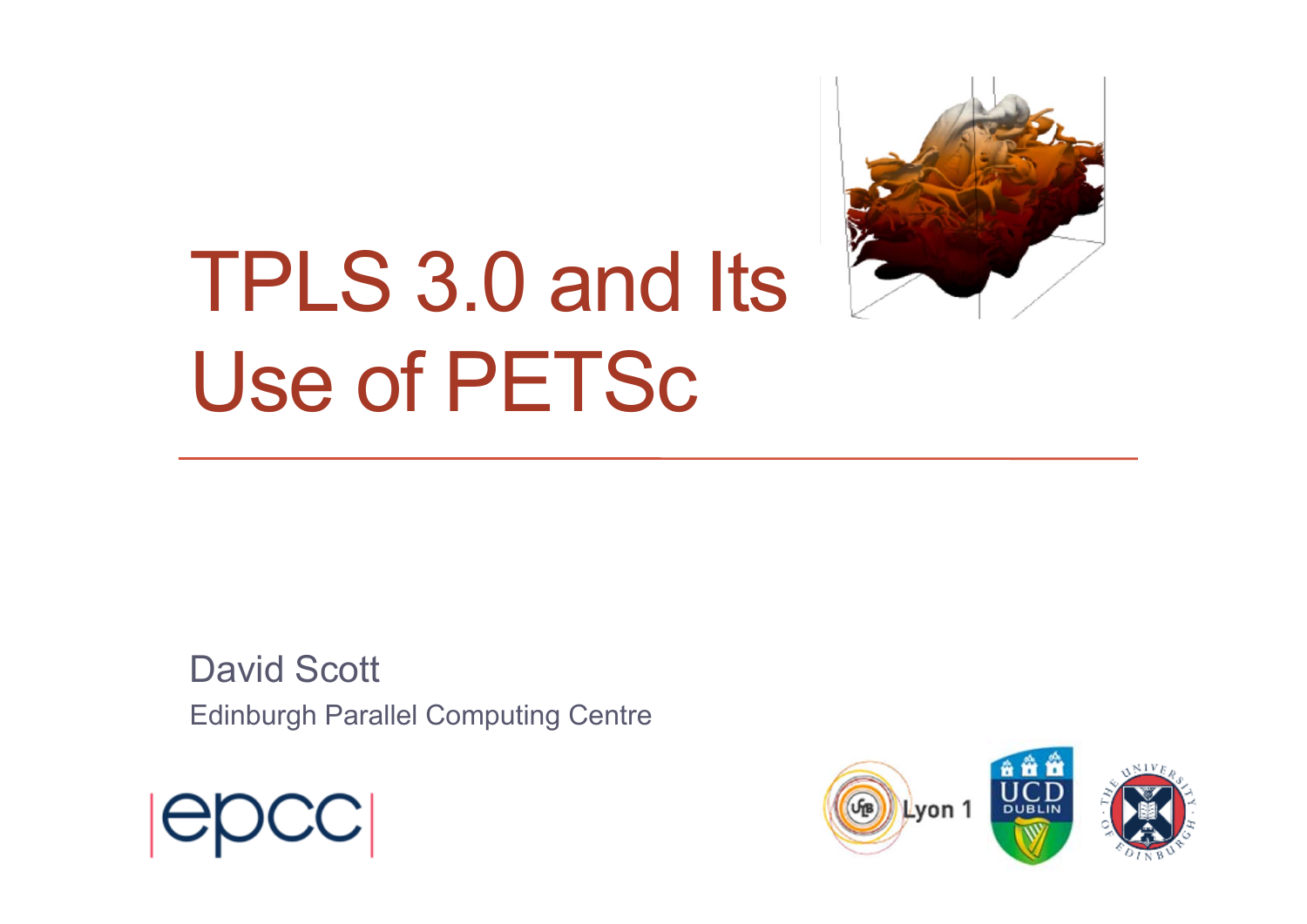# TPLS 3.0 and Its Use of PETSc

David Scott

Edinburgh Parallel Computing Centre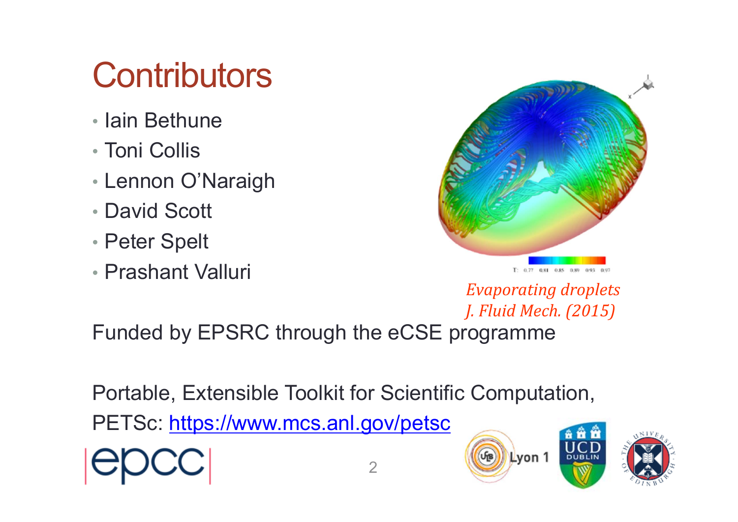# Contributors

- Iain Bethune
- Toni Collis
- Lennon O'Naraigh
- David Scott
- Peter Spelt
- Prashant Valluri

*Evaporating droplets*
*J. Fluid Mech. (2015)*

Funded by EPSRC through the eCSE programme

Portable, Extensible Toolkit for Scientific Computation, PETSc: https://www.mcs.anl.gov/petsc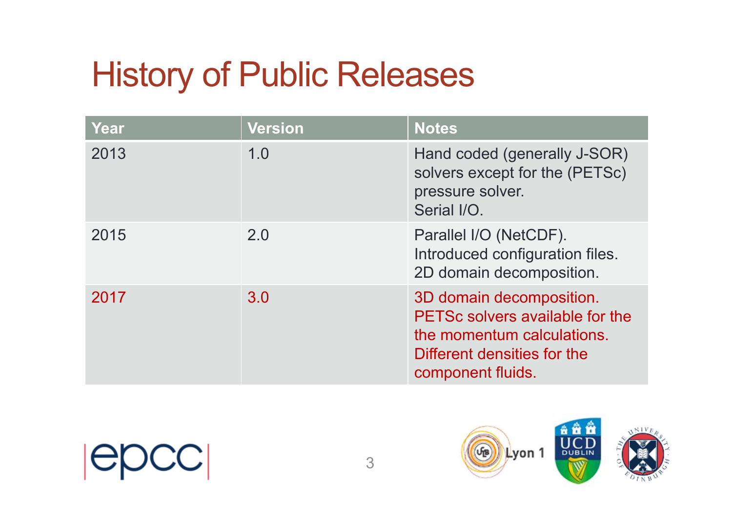# History of Public Releases

| Year | Version | Notes |
| --- | --- | --- |
| 2013 | 1.0 | Hand coded (generally J-SOR) solvers except for the (PETSc) pressure solver.<br>Serial I/O. |
| 2015 | 2.0 | Parallel I/O (NetCDF).<br>Introduced configuration files.<br>2D domain decomposition. |
| 2017 | 3.0 | 3D domain decomposition.<br>PETSc solvers available for the the momentum calculations.<br>Different densities for the component fluids. |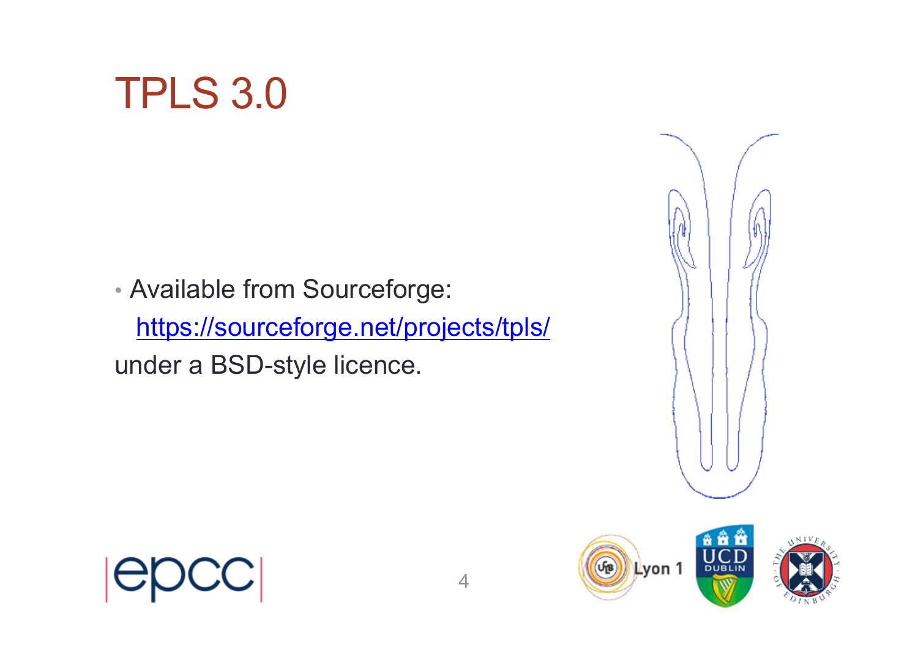# TPLS 3.0

- Available from Sourceforge:
  https://sourceforge.net/projects/tpls/
  under a BSD-style licence.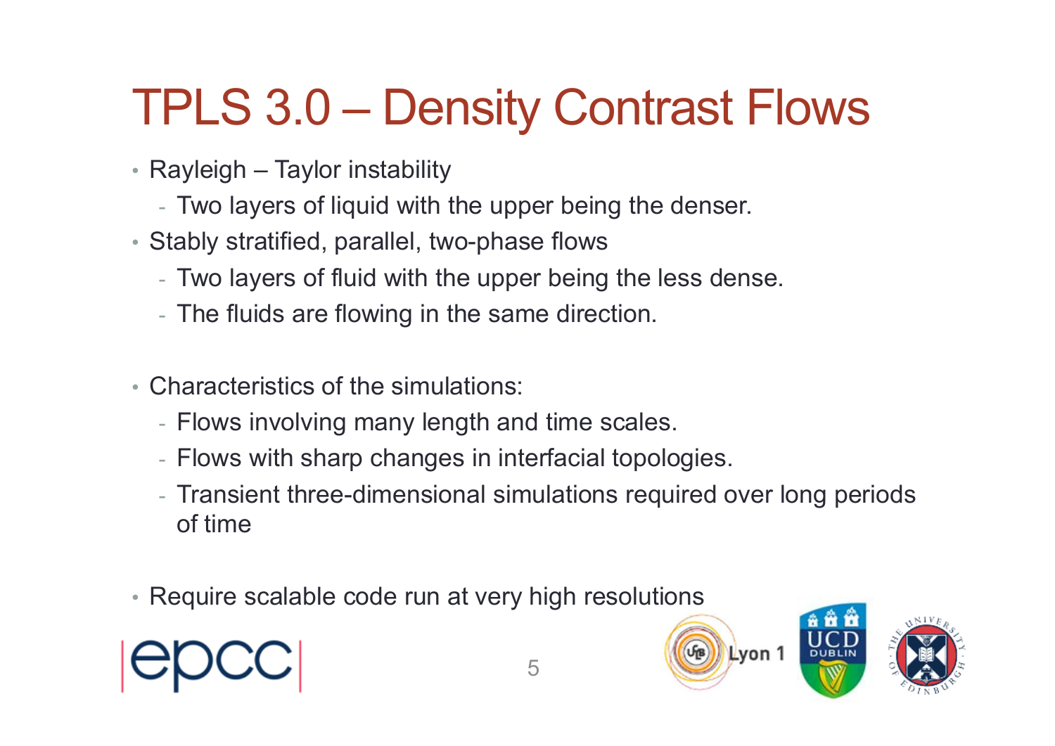# TPLS 3.0 – Density Contrast Flows

- Rayleigh – Taylor instability
  - Two layers of liquid with the upper being the denser.
- Stably stratified, parallel, two-phase flows
  - Two layers of fluid with the upper being the less dense.
  - The fluids are flowing in the same direction.

- Characteristics of the simulations:
  - Flows involving many length and time scales.
  - Flows with sharp changes in interfacial topologies.
  - Transient three-dimensional simulations required over long periods of time

- Require scalable code run at very high resolutions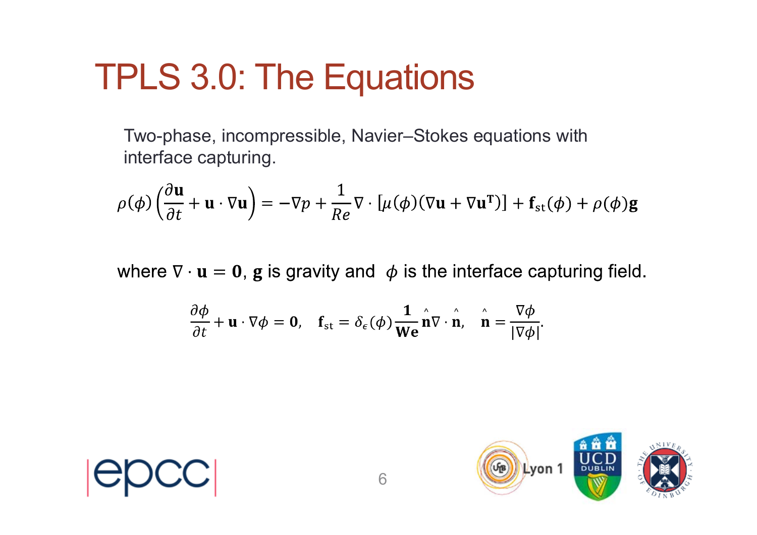# TPLS 3.0: The Equations

Two-phase, incompressible, Navier–Stokes equations with interface capturing.

$$\rho(\phi)\left(\frac{\partial \mathbf{u}}{\partial t} + \mathbf{u}\cdot\nabla\mathbf{u}\right) = -\nabla p + \frac{1}{Re}\nabla\cdot\left[\mu(\phi)(\nabla\mathbf{u} + \nabla\mathbf{u}^{\mathbf{T}})\right] + \mathbf{f}_{\mathrm{st}}(\phi) + \rho(\phi)\mathbf{g}$$

where $\nabla\cdot\mathbf{u} = \mathbf{0}$, $\mathbf{g}$ is gravity and $\phi$ is the interface capturing field.

$$\frac{\partial\phi}{\partial t} + \mathbf{u}\cdot\nabla\phi = \mathbf{0}, \quad \mathbf{f}_{\mathrm{st}} = \delta_{\epsilon}(\phi)\frac{\mathbf{1}}{\mathbf{We}}\hat{\mathbf{n}}\nabla\cdot\hat{\mathbf{n}}, \quad \hat{\mathbf{n}} = \frac{\nabla\phi}{|\nabla\phi|}.$$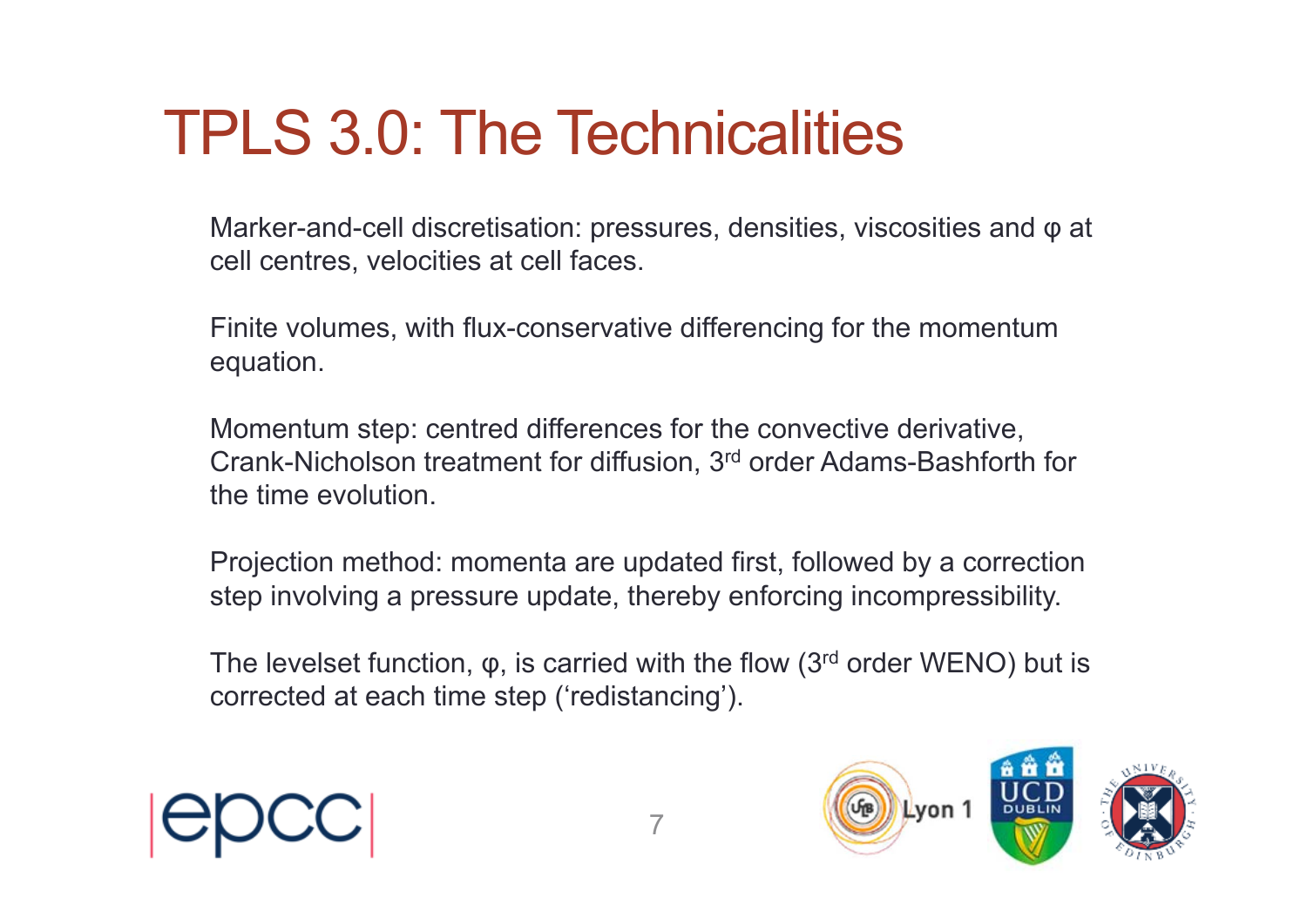# TPLS 3.0: The Technicalities

Marker-and-cell discretisation: pressures, densities, viscosities and $\varphi$ at cell centres, velocities at cell faces.

Finite volumes, with flux-conservative differencing for the momentum equation.

Momentum step: centred differences for the convective derivative, Crank-Nicholson treatment for diffusion, 3rd order Adams-Bashforth for the time evolution.

Projection method: momenta are updated first, followed by a correction step involving a pressure update, thereby enforcing incompressibility.

The levelset function, $\varphi$, is carried with the flow (3rd order WENO) but is corrected at each time step ('redistancing').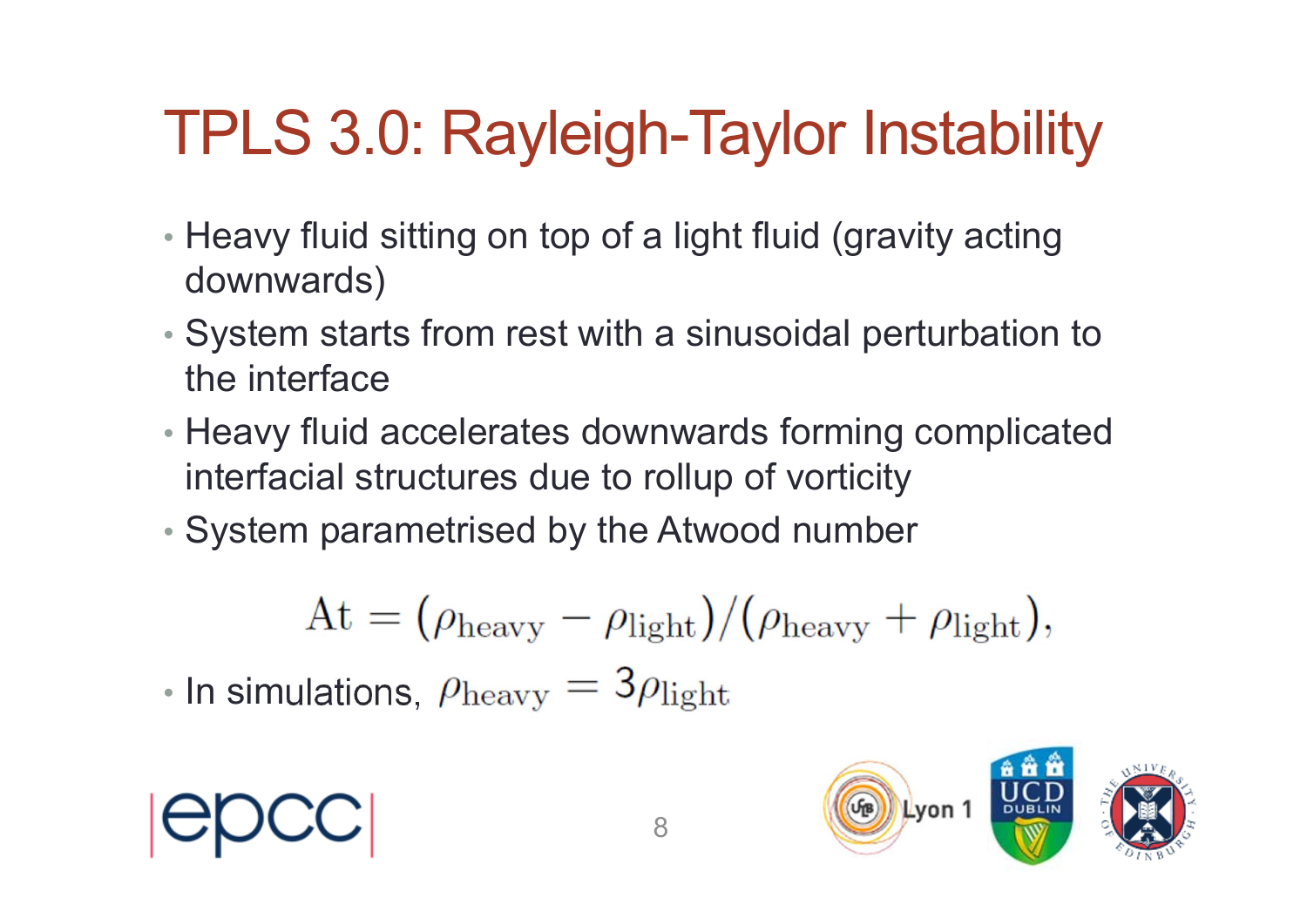# TPLS 3.0: Rayleigh-Taylor Instability

- Heavy fluid sitting on top of a light fluid (gravity acting downwards)
- System starts from rest with a sinusoidal perturbation to the interface
- Heavy fluid accelerates downwards forming complicated interfacial structures due to rollup of vorticity
- System parametrised by the Atwood number

$$\mathrm{At} = (\rho_{\mathrm{heavy}} - \rho_{\mathrm{light}})/(\rho_{\mathrm{heavy}} + \rho_{\mathrm{light}}),$$

- In simulations, $\rho_{\mathrm{heavy}} = 3\rho_{\mathrm{light}}$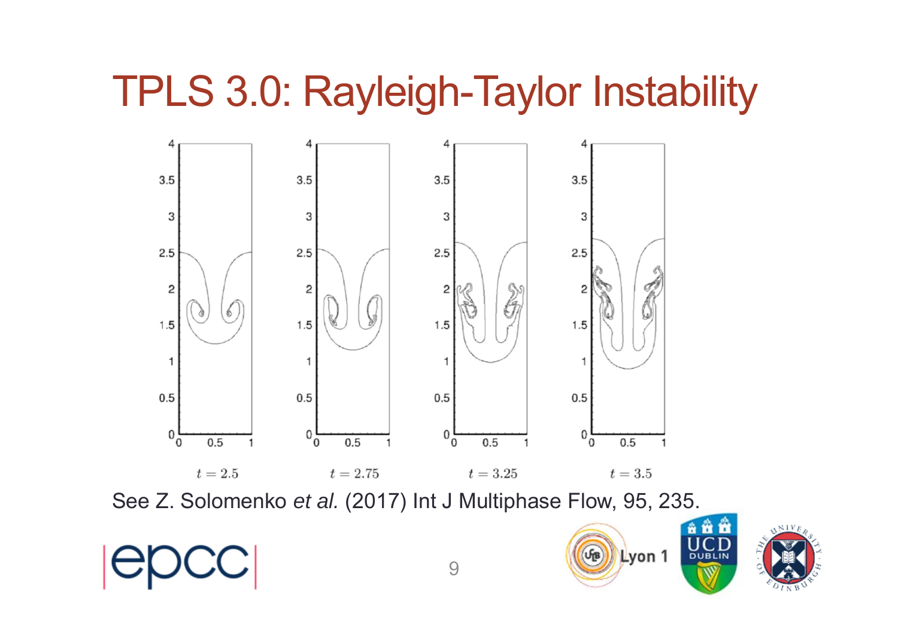# TPLS 3.0: Rayleigh-Taylor Instability

$t = 2.5$ $t = 2.75$ $t = 3.25$ $t = 3.5$

See Z. Solomenko *et al.* (2017) Int J Multiphase Flow, 95, 235.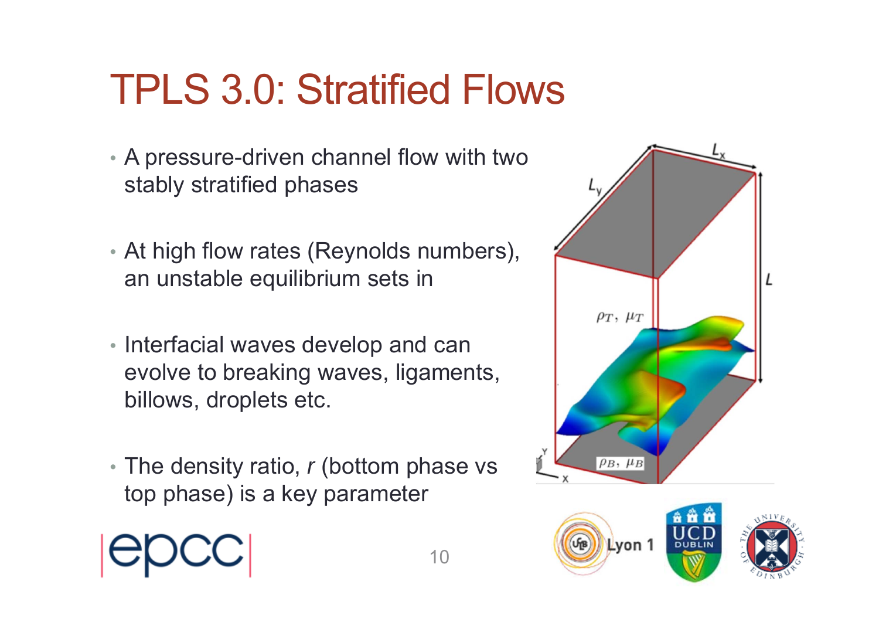# TPLS 3.0: Stratified Flows

- A pressure-driven channel flow with two stably stratified phases
- At high flow rates (Reynolds numbers), an unstable equilibrium sets in
- Interfacial waves develop and can evolve to breaking waves, ligaments, billows, droplets etc.
- The density ratio, *r* (bottom phase vs top phase) is a key parameter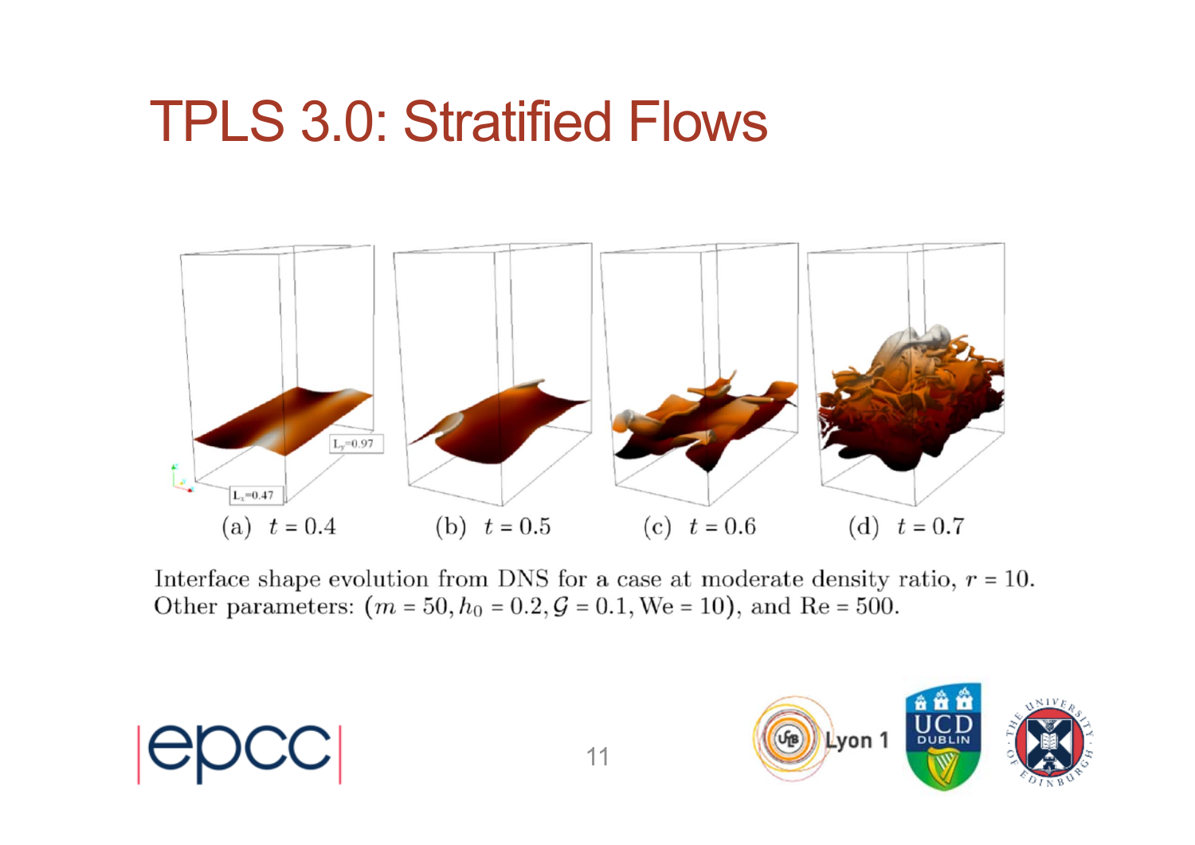# TPLS 3.0: Stratified Flows

(a) $t = 0.4$ (b) $t = 0.5$ (c) $t = 0.6$ (d) $t = 0.7$

Interface shape evolution from DNS for a case at moderate density ratio, $r = 10$. Other parameters: $(m = 50, h_0 = 0.2, \mathcal{G} = 0.1, \mathrm{We} = 10)$, and $\mathrm{Re} = 500$.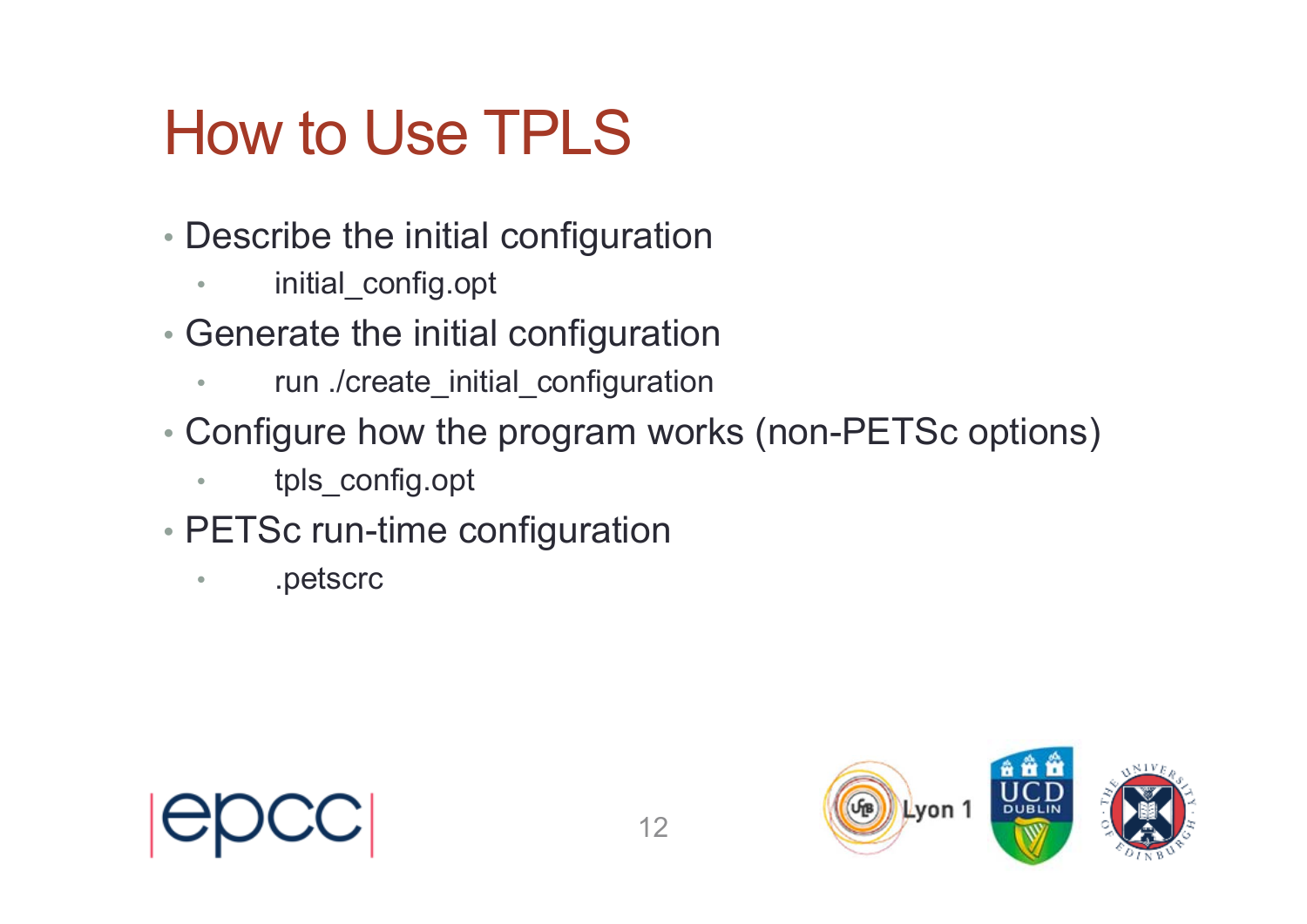# How to Use TPLS

- Describe the initial configuration
  - initial_config.opt
- Generate the initial configuration
  - run ./create_initial_configuration
- Configure how the program works (non-PETSc options)
  - tpls_config.opt
- PETSc run-time configuration
  - .petscrc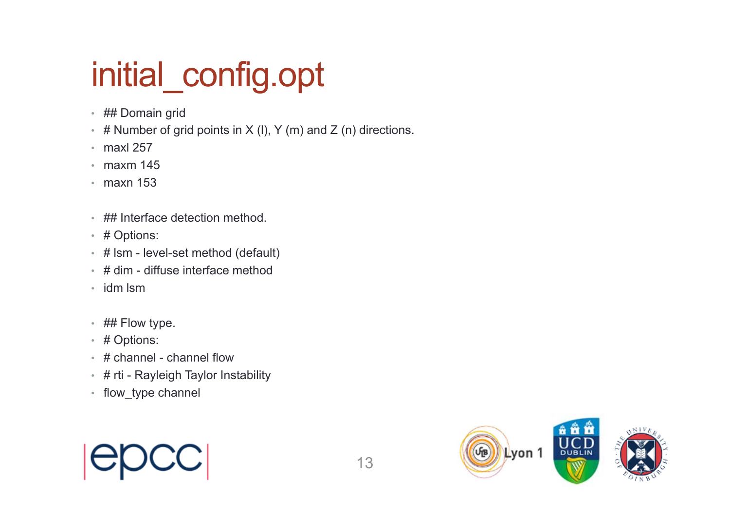# initial_config.opt

- ## Domain grid
- # Number of grid points in X (l), Y (m) and Z (n) directions.
- maxl 257
- maxm 145
- maxn 153

- ## Interface detection method.
- # Options:
- # lsm - level-set method (default)
- # dim - diffuse interface method
- idm lsm

- ## Flow type.
- # Options:
- # channel - channel flow
- # rti - Rayleigh Taylor Instability
- flow_type channel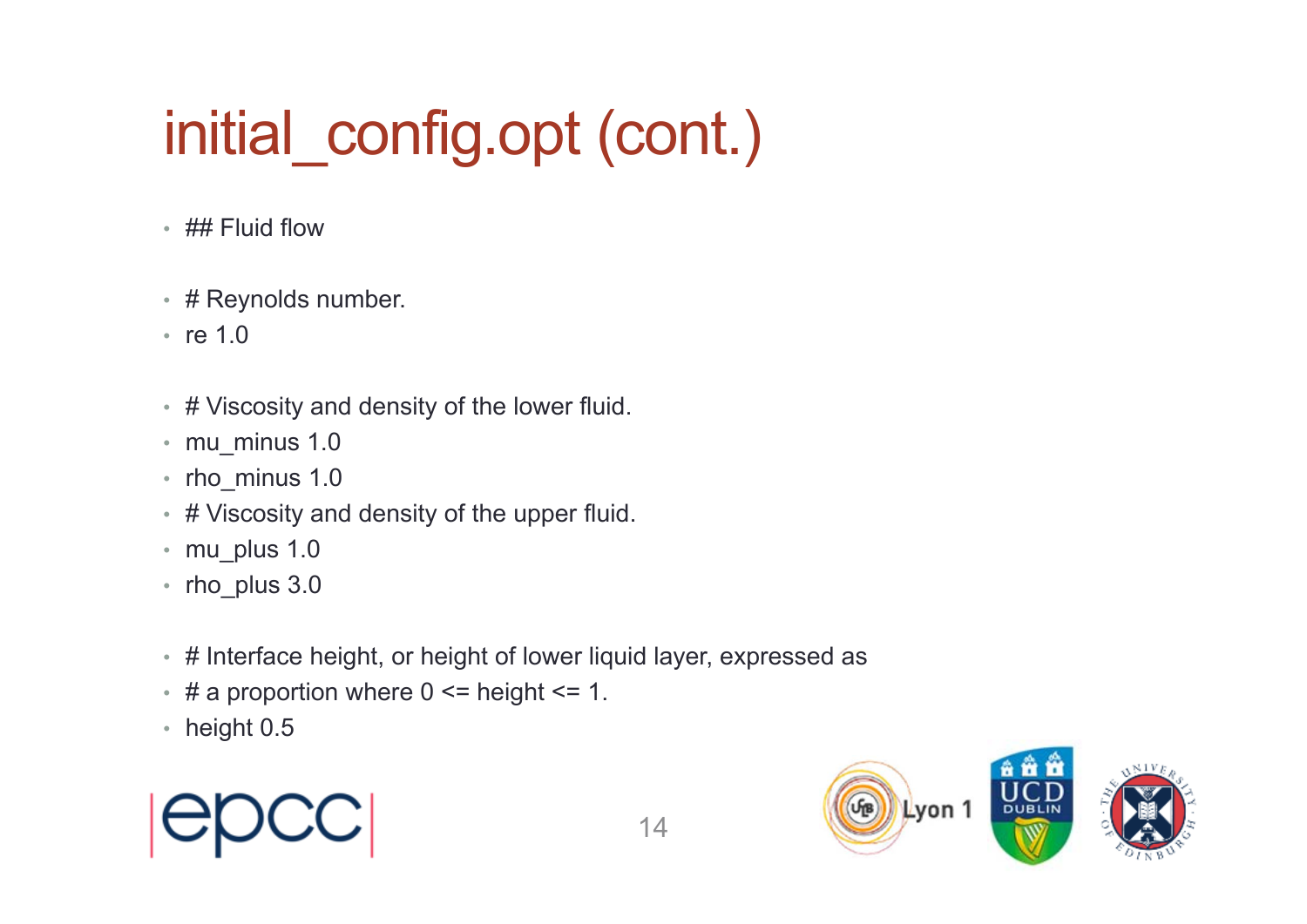# initial_config.opt (cont.)

- ## Fluid flow
- # Reynolds number.
- re 1.0
- # Viscosity and density of the lower fluid.
- mu_minus 1.0
- rho_minus 1.0
- # Viscosity and density of the upper fluid.
- mu_plus 1.0
- rho_plus 3.0
- # Interface height, or height of lower liquid layer, expressed as
- # a proportion where 0 <= height <= 1.
- height 0.5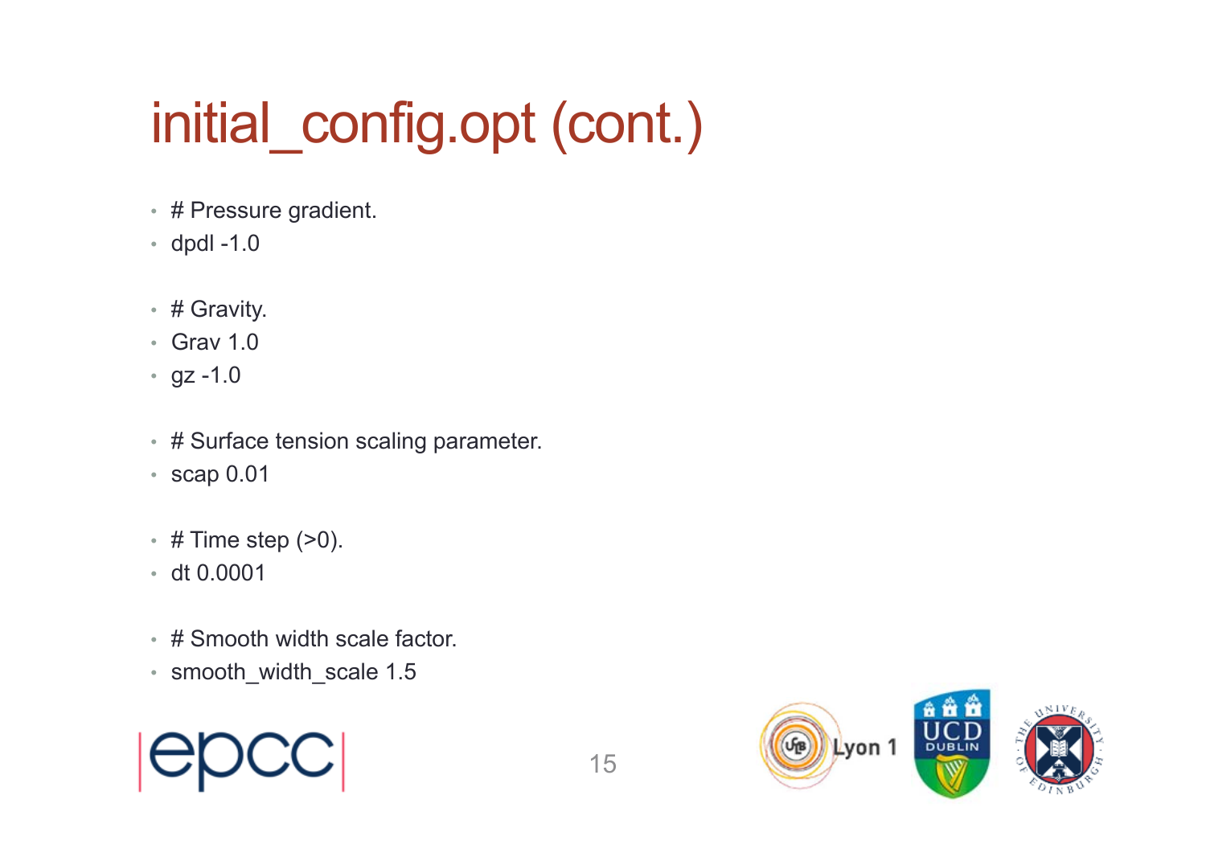# initial_config.opt (cont.)

- # Pressure gradient.
- dpdl -1.0

- # Gravity.
- Grav 1.0
- gz -1.0

- # Surface tension scaling parameter.
- scap 0.01

- # Time step (>0).
- dt 0.0001

- # Smooth width scale factor.
- smooth_width_scale 1.5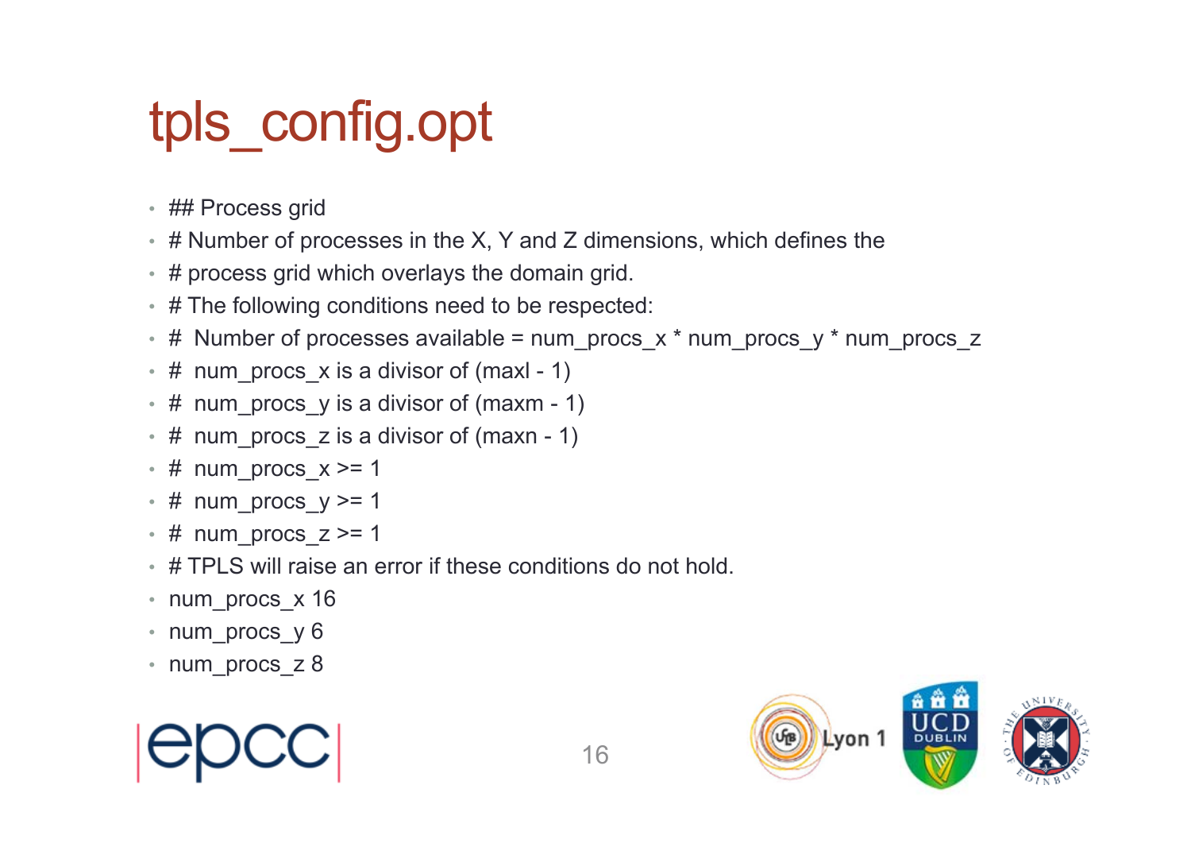# tpls_config.opt

- ## Process grid
- # Number of processes in the X, Y and Z dimensions, which defines the
- # process grid which overlays the domain grid.
- # The following conditions need to be respected:
- #  Number of processes available = num_procs_x * num_procs_y * num_procs_z
- #  num_procs_x is a divisor of (maxl - 1)
- #  num_procs_y is a divisor of (maxm - 1)
- #  num_procs_z is a divisor of (maxn - 1)
- #  num_procs_x >= 1
- #  num_procs_y >= 1
- #  num_procs_z >= 1
- # TPLS will raise an error if these conditions do not hold.
- num_procs_x 16
- num_procs_y 6
- num_procs_z 8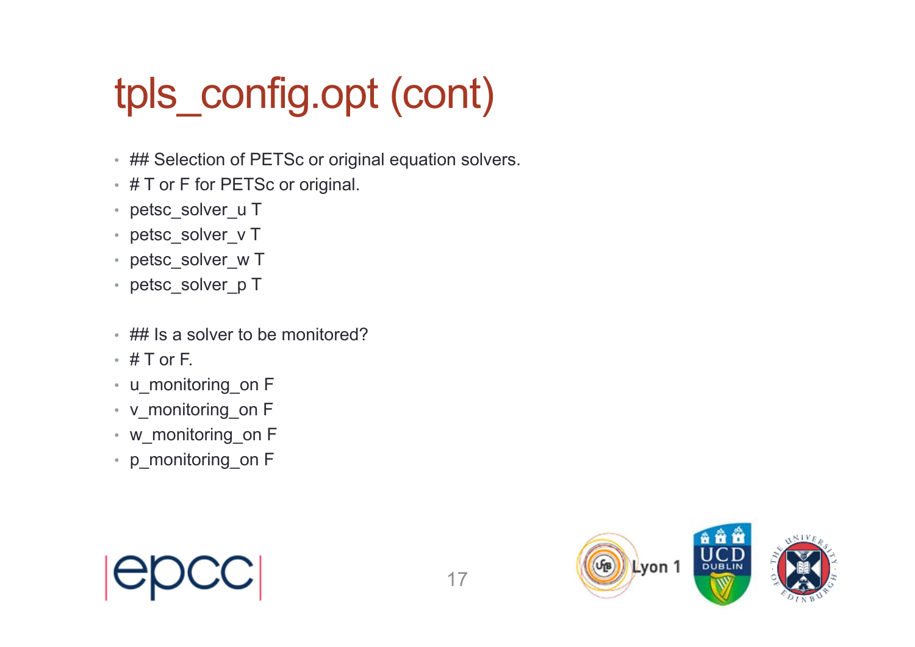# tpls_config.opt (cont)

- ## Selection of PETSc or original equation solvers.
- # T or F for PETSc or original.
- petsc_solver_u T
- petsc_solver_v T
- petsc_solver_w T
- petsc_solver_p T

- ## Is a solver to be monitored?
- # T or F.
- u_monitoring_on F
- v_monitoring_on F
- w_monitoring_on F
- p_monitoring_on F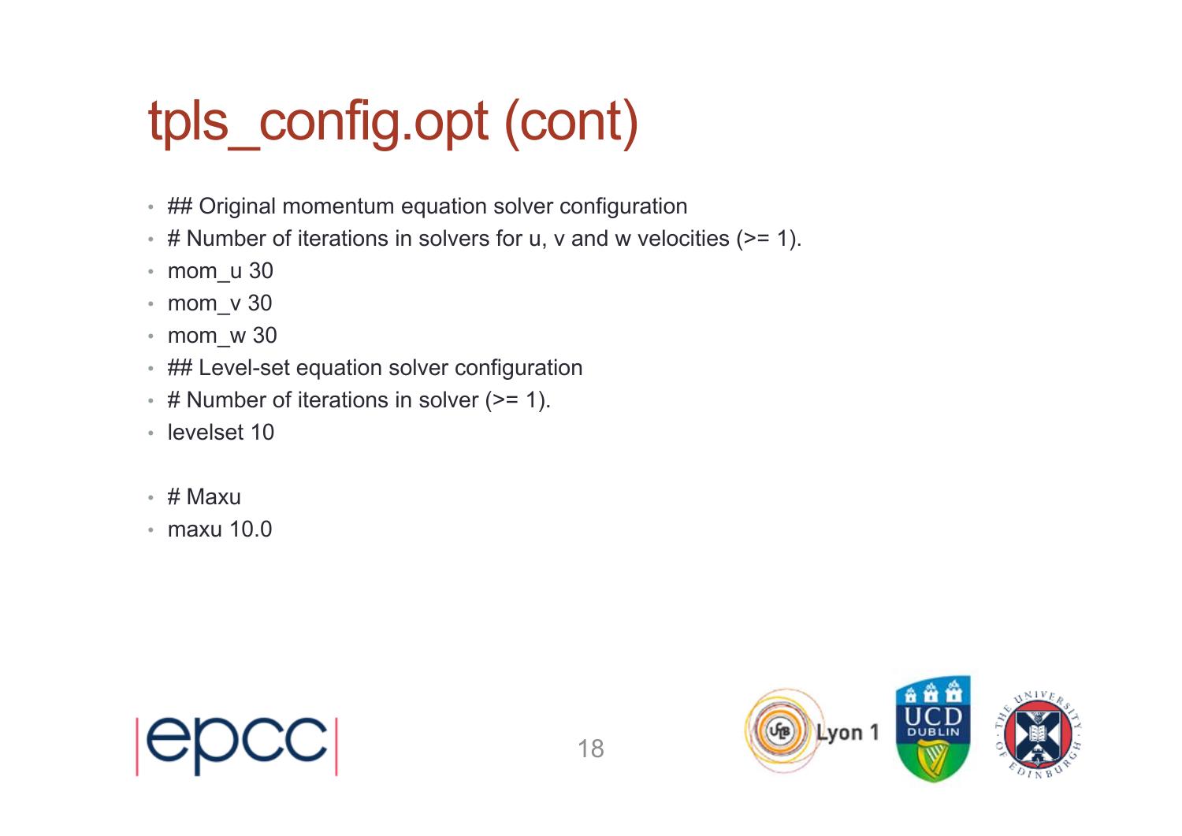# tpls_config.opt (cont)

- ## Original momentum equation solver configuration
- # Number of iterations in solvers for u, v and w velocities (>= 1).
- mom_u 30
- mom_v 30
- mom_w 30
- ## Level-set equation solver configuration
- # Number of iterations in solver (>= 1).
- levelset 10

- # Maxu
- maxu 10.0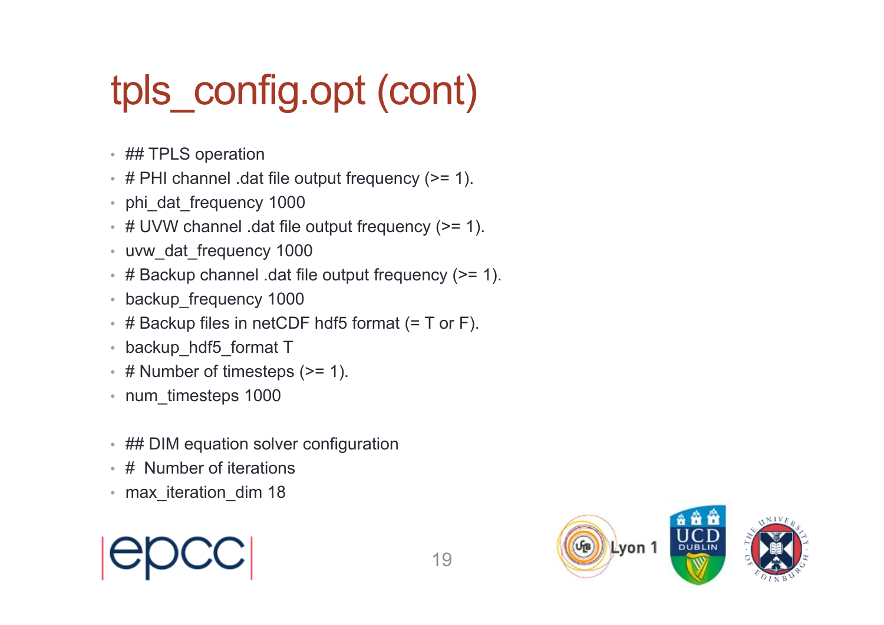# tpls_config.opt (cont)

- ## TPLS operation
- # PHI channel .dat file output frequency (>= 1).
- phi_dat_frequency 1000
- # UVW channel .dat file output frequency (>= 1).
- uvw_dat_frequency 1000
- # Backup channel .dat file output frequency (>= 1).
- backup_frequency 1000
- # Backup files in netCDF hdf5 format (= T or F).
- backup_hdf5_format T
- # Number of timesteps (>= 1).
- num_timesteps 1000

- ## DIM equation solver configuration
- #  Number of iterations
- max_iteration_dim 18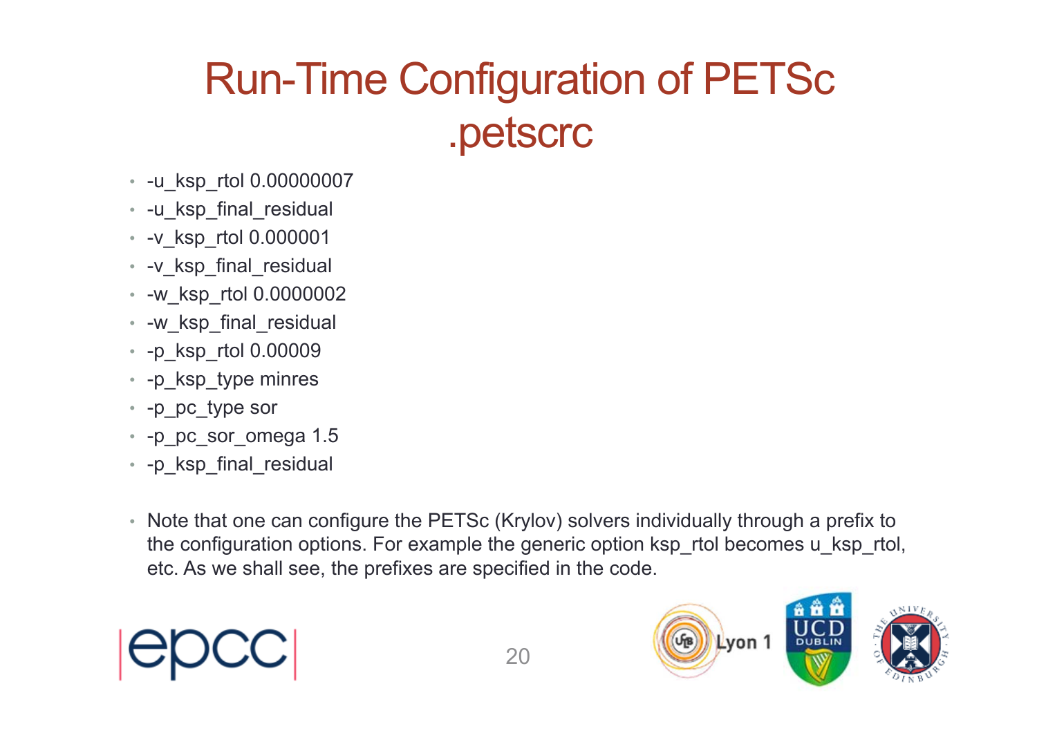# Run-Time Configuration of PETSc .petscrc

- -u_ksp_rtol 0.00000007
- -u_ksp_final_residual
- -v_ksp_rtol 0.000001
- -v_ksp_final_residual
- -w_ksp_rtol 0.0000002
- -w_ksp_final_residual
- -p_ksp_rtol 0.00009
- -p_ksp_type minres
- -p_pc_type sor
- -p_pc_sor_omega 1.5
- -p_ksp_final_residual

- Note that one can configure the PETSc (Krylov) solvers individually through a prefix to the configuration options. For example the generic option ksp_rtol becomes u_ksp_rtol, etc. As we shall see, the prefixes are specified in the code.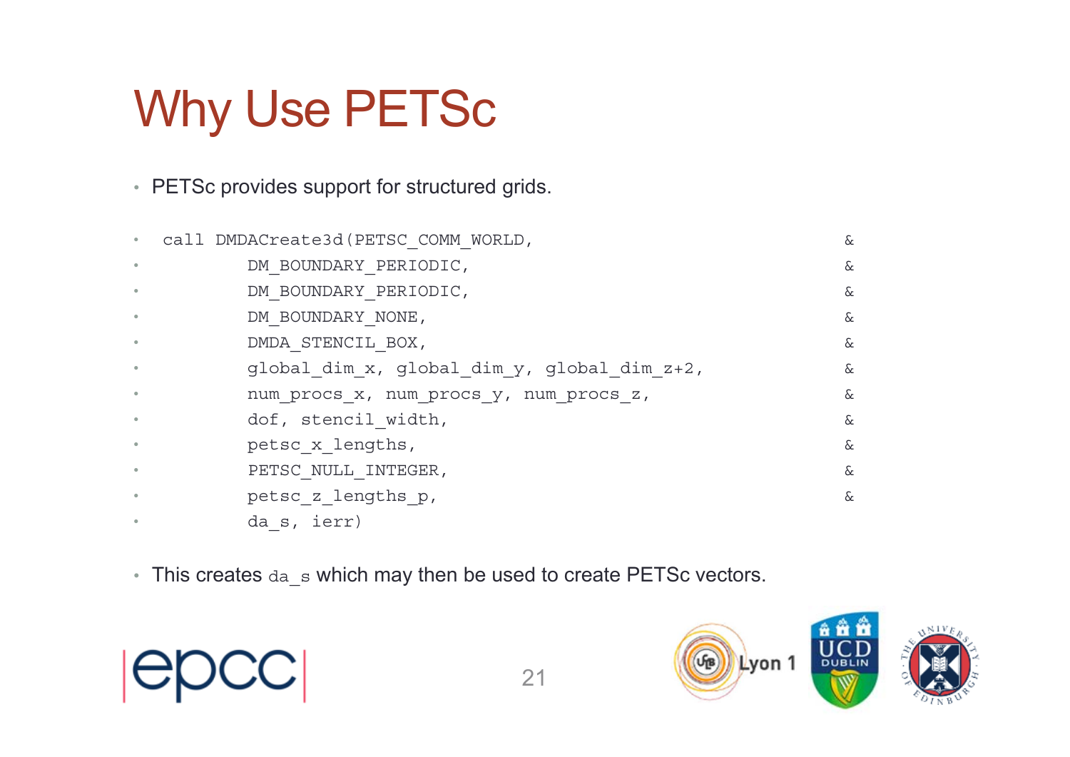# Why Use PETSc

- PETSc provides support for structured grids.

```
call DMDACreate3d(PETSC_COMM_WORLD,                                   &
         DM_BOUNDARY_PERIODIC,                                        &
         DM_BOUNDARY_PERIODIC,                                        &
         DM_BOUNDARY_NONE,                                            &
         DMDA_STENCIL_BOX,                                            &
         global_dim_x, global_dim_y, global_dim_z+2,                  &
         num_procs_x, num_procs_y, num_procs_z,                       &
         dof, stencil_width,                                          &
         petsc_x_lengths,                                             &
         PETSC_NULL_INTEGER,                                          &
         petsc_z_lengths_p,                                           &
         da_s, ierr)
```

- This creates `da_s` which may then be used to create PETSc vectors.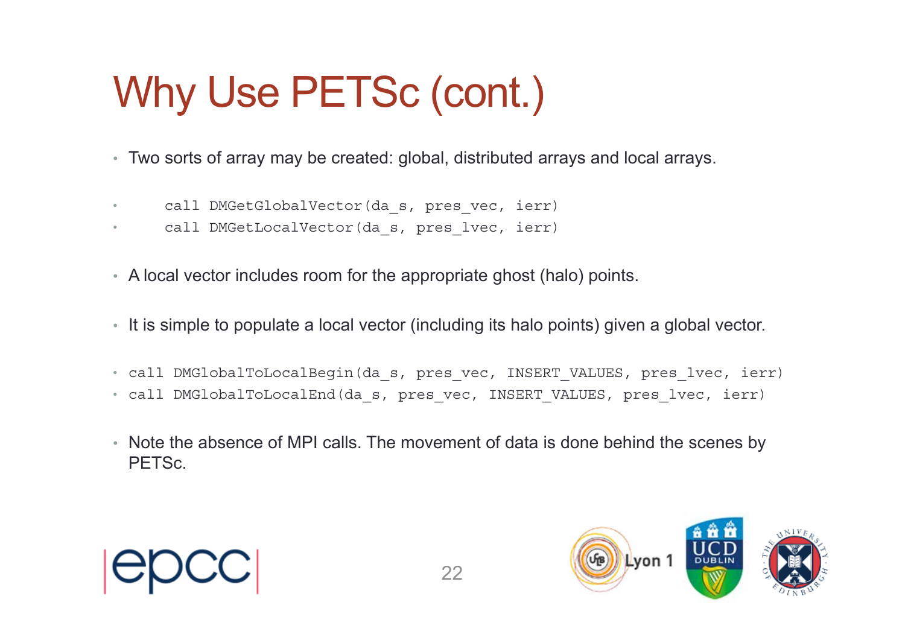# Why Use PETSc (cont.)

- Two sorts of array may be created: global, distributed arrays and local arrays.

```
call DMGetGlobalVector(da_s, pres_vec, ierr)
call DMGetLocalVector(da_s, pres_lvec, ierr)
```

- A local vector includes room for the appropriate ghost (halo) points.
- It is simple to populate a local vector (including its halo points) given a global vector.

```
call DMGlobalToLocalBegin(da_s, pres_vec, INSERT_VALUES, pres_lvec, ierr)
call DMGlobalToLocalEnd(da_s, pres_vec, INSERT_VALUES, pres_lvec, ierr)
```

- Note the absence of MPI calls. The movement of data is done behind the scenes by PETSc.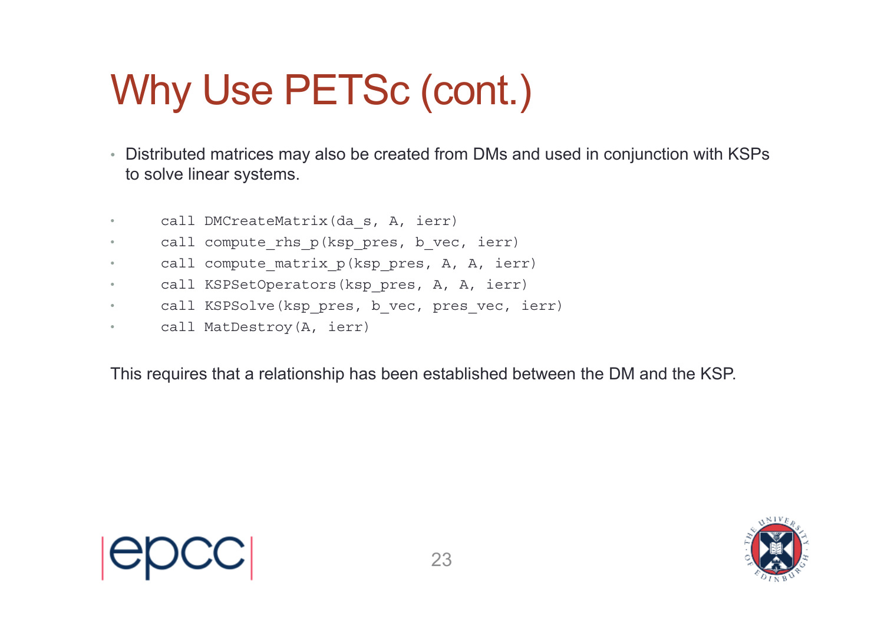# Why Use PETSc (cont.)

- Distributed matrices may also be created from DMs and used in conjunction with KSPs to solve linear systems.

```
call DMCreateMatrix(da_s, A, ierr)
call compute_rhs_p(ksp_pres, b_vec, ierr)
call compute_matrix_p(ksp_pres, A, A, ierr)
call KSPSetOperators(ksp_pres, A, A, ierr)
call KSPSolve(ksp_pres, b_vec, pres_vec, ierr)
call MatDestroy(A, ierr)
```

This requires that a relationship has been established between the DM and the KSP.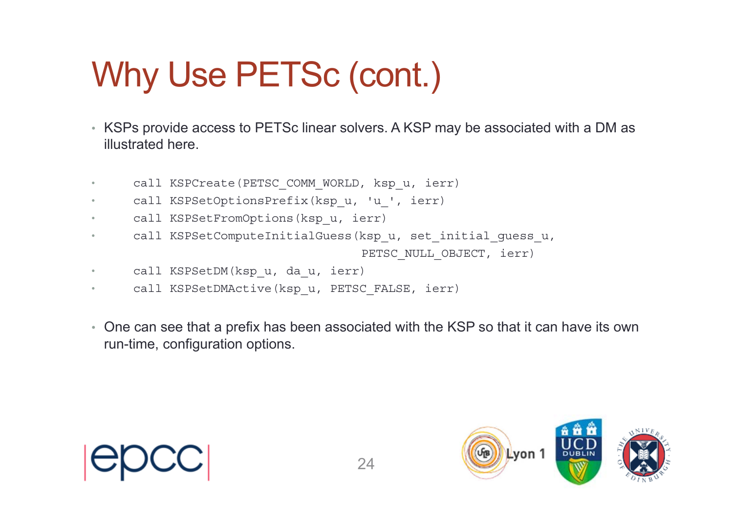# Why Use PETSc (cont.)

- KSPs provide access to PETSc linear solvers. A KSP may be associated with a DM as illustrated here.

```
call KSPCreate(PETSC_COMM_WORLD, ksp_u, ierr)
call KSPSetOptionsPrefix(ksp_u, 'u_', ierr)
call KSPSetFromOptions(ksp_u, ierr)
call KSPSetComputeInitialGuess(ksp_u, set_initial_guess_u,
                               PETSC_NULL_OBJECT, ierr)
call KSPSetDM(ksp_u, da_u, ierr)
call KSPSetDMActive(ksp_u, PETSC_FALSE, ierr)
```

- One can see that a prefix has been associated with the KSP so that it can have its own run-time, configuration options.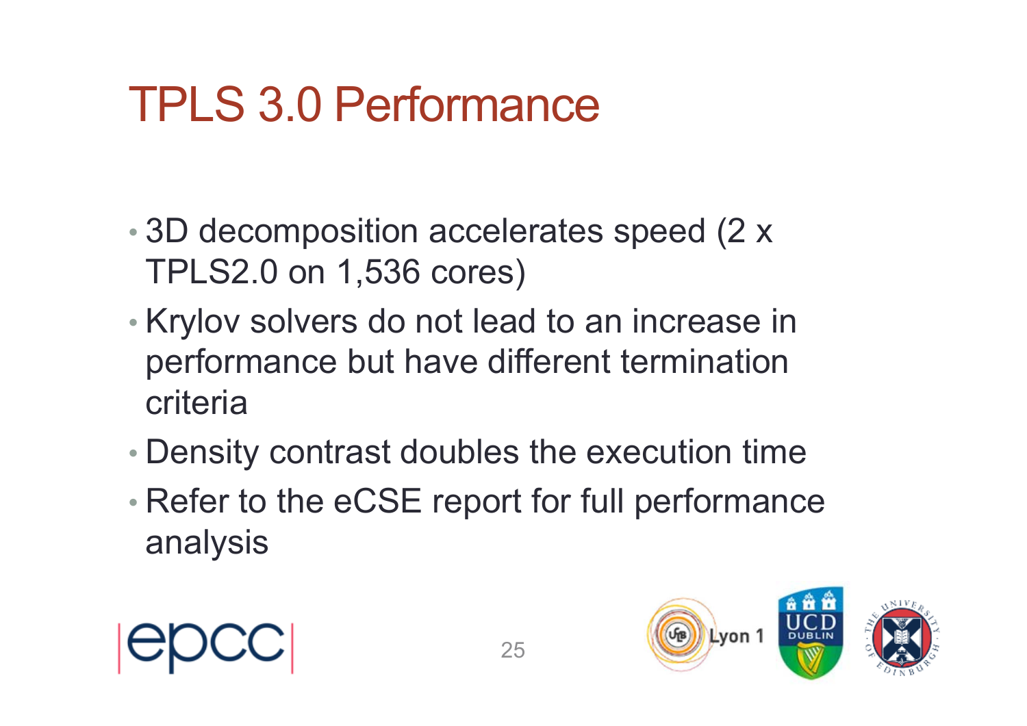# TPLS 3.0 Performance

- 3D decomposition accelerates speed (2 x TPLS2.0 on 1,536 cores)
- Krylov solvers do not lead to an increase in performance but have different termination criteria
- Density contrast doubles the execution time
- Refer to the eCSE report for full performance analysis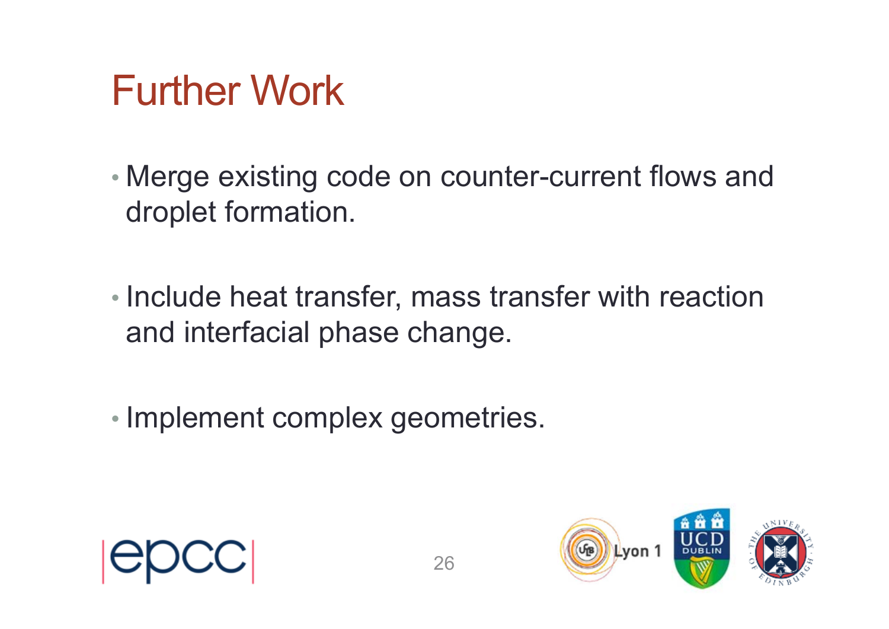# Further Work

- Merge existing code on counter-current flows and droplet formation.
- Include heat transfer, mass transfer with reaction and interfacial phase change.
- Implement complex geometries.